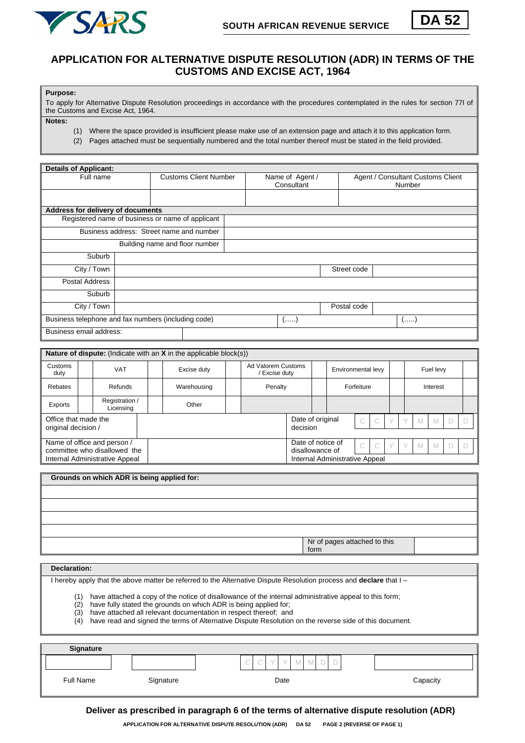SOUTH AFRICAN REVENUE SERVICE

**DA 52**

# APPLICATION FOR ALTERNATIVE DISPUTE RESOLUTION (ADR) IN TERMS OF THE CUSTOMS AND EXCISE ACT, 1964

**Purpose:**

To apply for Alternative Dispute Resolution proceedings in accordance with the procedures contemplated in the rules for section 77I of the Customs and Excise Act, 1964.

**Notes:**

(1) Where the space provided is insufficient please make use of an extension page and attach it to this application form.

(2) Pages attached must be sequentially numbered and the total number thereof must be stated in the field provided.

**Details of Applicant:**

| Full name | Customs Client Number | Name of Agent / Consultant | Agent / Consultant Customs Client Number |
|---|---|---|---|
| | | | |

**Address for delivery of documents**

| | | | |
|---|---|---|---|
| Registered name of business or name of applicant | | | |
| Business address: Street name and number | | | |
| Building name and floor number | | | |
| Suburb | | | |
| City / Town | | Street code | |
| Postal Address | | | |
| Suburb | | | |
| City / Town | | Postal code | |
| Business telephone and fax numbers (including code) | (.....) | | (.....) |
| Business email address: | | | |

**Nature of dispute:** (Indicate with an **X** in the applicable block(s))

| | | | | | | | | | | | |
|---|---|---|---|---|---|---|---|---|---|---|---|
| Customs duty | | VAT | | Excise duty | | Ad Valorem Customs / Excise duty | | Environmental levy | | Fuel levy | |
| Rebates | | Refunds | | Warehousing | | Penalty | | Forfeiture | | Interest | |
| Exports | | Registration / Licensing | | Other | | | | | | | |

| | | | |
|---|---|---|---|
| Office that made the original decision / | | Date of original decision | C C Y Y M M D D |
| Name of office and person / committee who disallowed the Internal Administrative Appeal | | Date of notice of disallowance of Internal Administrative Appeal | C C Y Y M M D D |

**Grounds on which ADR is being applied for:**

| | | |
|---|---|---|
| | | |
| | | |
| | | |
| | | |
| | Nr of pages attached to this form | |

**Declaration:**

I hereby apply that the above matter be referred to the Alternative Dispute Resolution process and **declare** that I –

(1) have attached a copy of the notice of disallowance of the internal administrative appeal to this form;
(2) have fully stated the grounds on which ADR is being applied for;
(3) have attached all relevant documentation in respect thereof; and
(4) have read and signed the terms of Alternative Dispute Resolution on the reverse side of this document.

**Signature**

| | | | |
|---|---|---|---|
| | | C C Y Y M M D D | |
| Full Name | Signature | Date | Capacity |

**Deliver as prescribed in paragraph 6 of the terms of alternative dispute resolution (ADR)**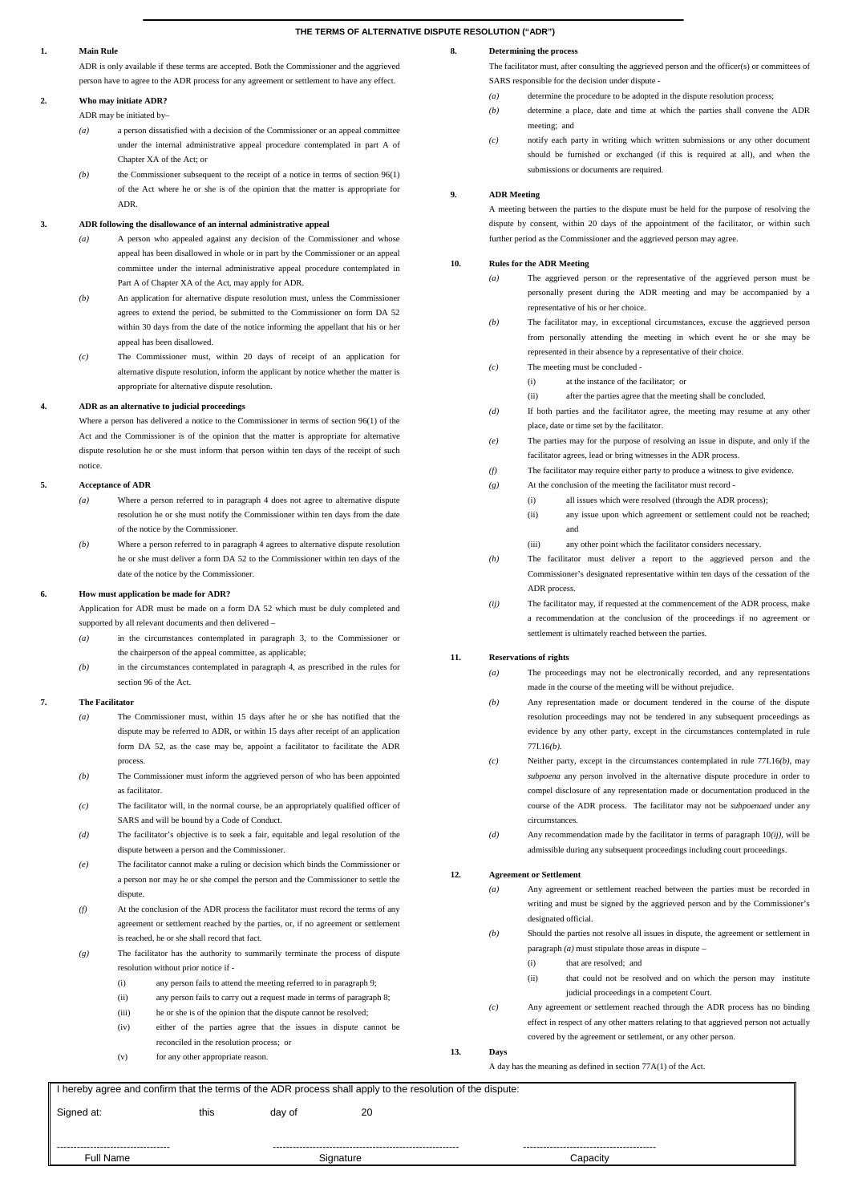# THE TERMS OF ALTERNATIVE DISPUTE RESOLUTION ("ADR")

**1. Main Rule**

ADR is only available if these terms are accepted. Both the Commissioner and the aggrieved person have to agree to the ADR process for any agreement or settlement to have any effect.

**2. Who may initiate ADR?**

ADR may be initiated by–

*(a)* a person dissatisfied with a decision of the Commissioner or an appeal committee under the internal administrative appeal procedure contemplated in part A of Chapter XA of the Act; or

*(b)* the Commissioner subsequent to the receipt of a notice in terms of section 96(1) of the Act where he or she is of the opinion that the matter is appropriate for ADR.

**3. ADR following the disallowance of an internal administrative appeal**

*(a)* A person who appealed against any decision of the Commissioner and whose appeal has been disallowed in whole or in part by the Commissioner or an appeal committee under the internal administrative appeal procedure contemplated in Part A of Chapter XA of the Act, may apply for ADR.

*(b)* An application for alternative dispute resolution must, unless the Commissioner agrees to extend the period, be submitted to the Commissioner on form DA 52 within 30 days from the date of the notice informing the appellant that his or her appeal has been disallowed.

*(c)* The Commissioner must, within 20 days of receipt of an application for alternative dispute resolution, inform the applicant by notice whether the matter is appropriate for alternative dispute resolution.

**4. ADR as an alternative to judicial proceedings**

Where a person has delivered a notice to the Commissioner in terms of section 96(1) of the Act and the Commissioner is of the opinion that the matter is appropriate for alternative dispute resolution he or she must inform that person within ten days of the receipt of such notice.

**5. Acceptance of ADR**

*(a)* Where a person referred to in paragraph 4 does not agree to alternative dispute resolution he or she must notify the Commissioner within ten days from the date of the notice by the Commissioner.

*(b)* Where a person referred to in paragraph 4 agrees to alternative dispute resolution he or she must deliver a form DA 52 to the Commissioner within ten days of the date of the notice by the Commissioner.

**6. How must application be made for ADR?**

Application for ADR must be made on a form DA 52 which must be duly completed and supported by all relevant documents and then delivered –

*(a)* in the circumstances contemplated in paragraph 3, to the Commissioner or the chairperson of the appeal committee, as applicable;

*(b)* in the circumstances contemplated in paragraph 4, as prescribed in the rules for section 96 of the Act.

**7. The Facilitator**

*(a)* The Commissioner must, within 15 days after he or she has notified that the dispute may be referred to ADR, or within 15 days after receipt of an application form DA 52, as the case may be, appoint a facilitator to facilitate the ADR process.

*(b)* The Commissioner must inform the aggrieved person of who has been appointed as facilitator.

*(c)* The facilitator will, in the normal course, be an appropriately qualified officer of SARS and will be bound by a Code of Conduct.

*(d)* The facilitator's objective is to seek a fair, equitable and legal resolution of the dispute between a person and the Commissioner.

*(e)* The facilitator cannot make a ruling or decision which binds the Commissioner or a person nor may he or she compel the person and the Commissioner to settle the dispute.

*(f)* At the conclusion of the ADR process the facilitator must record the terms of any agreement or settlement reached by the parties, or, if no agreement or settlement is reached, he or she shall record that fact.

*(g)* The facilitator has the authority to summarily terminate the process of dispute resolution without prior notice if -

(i) any person fails to attend the meeting referred to in paragraph 9;

(ii) any person fails to carry out a request made in terms of paragraph 8;

(iii) he or she is of the opinion that the dispute cannot be resolved;

(iv) either of the parties agree that the issues in dispute cannot be reconciled in the resolution process; or

(v) for any other appropriate reason.

**8. Determining the process**

The facilitator must, after consulting the aggrieved person and the officer(s) or committees of SARS responsible for the decision under dispute -

*(a)* determine the procedure to be adopted in the dispute resolution process;

*(b)* determine a place, date and time at which the parties shall convene the ADR meeting; and

*(c)* notify each party in writing which written submissions or any other document should be furnished or exchanged (if this is required at all), and when the submissions or documents are required.

**9. ADR Meeting**

A meeting between the parties to the dispute must be held for the purpose of resolving the dispute by consent, within 20 days of the appointment of the facilitator, or within such further period as the Commissioner and the aggrieved person may agree.

**10. Rules for the ADR Meeting**

*(a)* The aggrieved person or the representative of the aggrieved person must be personally present during the ADR meeting and may be accompanied by a representative of his or her choice.

*(b)* The facilitator may, in exceptional circumstances, excuse the aggrieved person from personally attending the meeting in which event he or she may be represented in their absence by a representative of their choice.

*(c)* The meeting must be concluded -

(i) at the instance of the facilitator; or

(ii) after the parties agree that the meeting shall be concluded.

*(d)* If both parties and the facilitator agree, the meeting may resume at any other place, date or time set by the facilitator.

*(e)* The parties may for the purpose of resolving an issue in dispute, and only if the facilitator agrees, lead or bring witnesses in the ADR process.

*(f)* The facilitator may require either party to produce a witness to give evidence.

*(g)* At the conclusion of the meeting the facilitator must record -

(i) all issues which were resolved (through the ADR process);

(ii) any issue upon which agreement or settlement could not be reached; and

(iii) any other point which the facilitator considers necessary.

*(h)* The facilitator must deliver a report to the aggrieved person and the Commissioner's designated representative within ten days of the cessation of the ADR process.

*(ij)* The facilitator may, if requested at the commencement of the ADR process, make a recommendation at the conclusion of the proceedings if no agreement or settlement is ultimately reached between the parties.

**11. Reservations of rights**

*(a)* The proceedings may not be electronically recorded, and any representations made in the course of the meeting will be without prejudice.

*(b)* Any representation made or document tendered in the course of the dispute resolution proceedings may not be tendered in any subsequent proceedings as evidence by any other party, except in the circumstances contemplated in rule 77I.16*(b)*.

*(c)* Neither party, except in the circumstances contemplated in rule 77I.16*(b)*, may *subpoena* any person involved in the alternative dispute procedure in order to compel disclosure of any representation made or documentation produced in the course of the ADR process. The facilitator may not be *subpoenaed* under any circumstances.

*(d)* Any recommendation made by the facilitator in terms of paragraph 10*(ij)*, will be admissible during any subsequent proceedings including court proceedings.

**12. Agreement or Settlement**

*(a)* Any agreement or settlement reached between the parties must be recorded in writing and must be signed by the aggrieved person and by the Commissioner's designated official.

*(b)* Should the parties not resolve all issues in dispute, the agreement or settlement in paragraph *(a)* must stipulate those areas in dispute –

(i) that are resolved; and

(ii) that could not be resolved and on which the person may institute judicial proceedings in a competent Court.

*(c)* Any agreement or settlement reached through the ADR process has no binding effect in respect of any other matters relating to that aggrieved person not actually covered by the agreement or settlement, or any other person.

**13. Days**

A day has the meaning as defined in section 77A(1) of the Act.

---

I hereby agree and confirm that the terms of the ADR process shall apply to the resolution of the dispute:

Signed at: this day of 20

| ---------------------------------- | -------------------------------------------------------- | ---------------------------------------- |
|---|---|---|
| Full Name | Signature | Capacity |